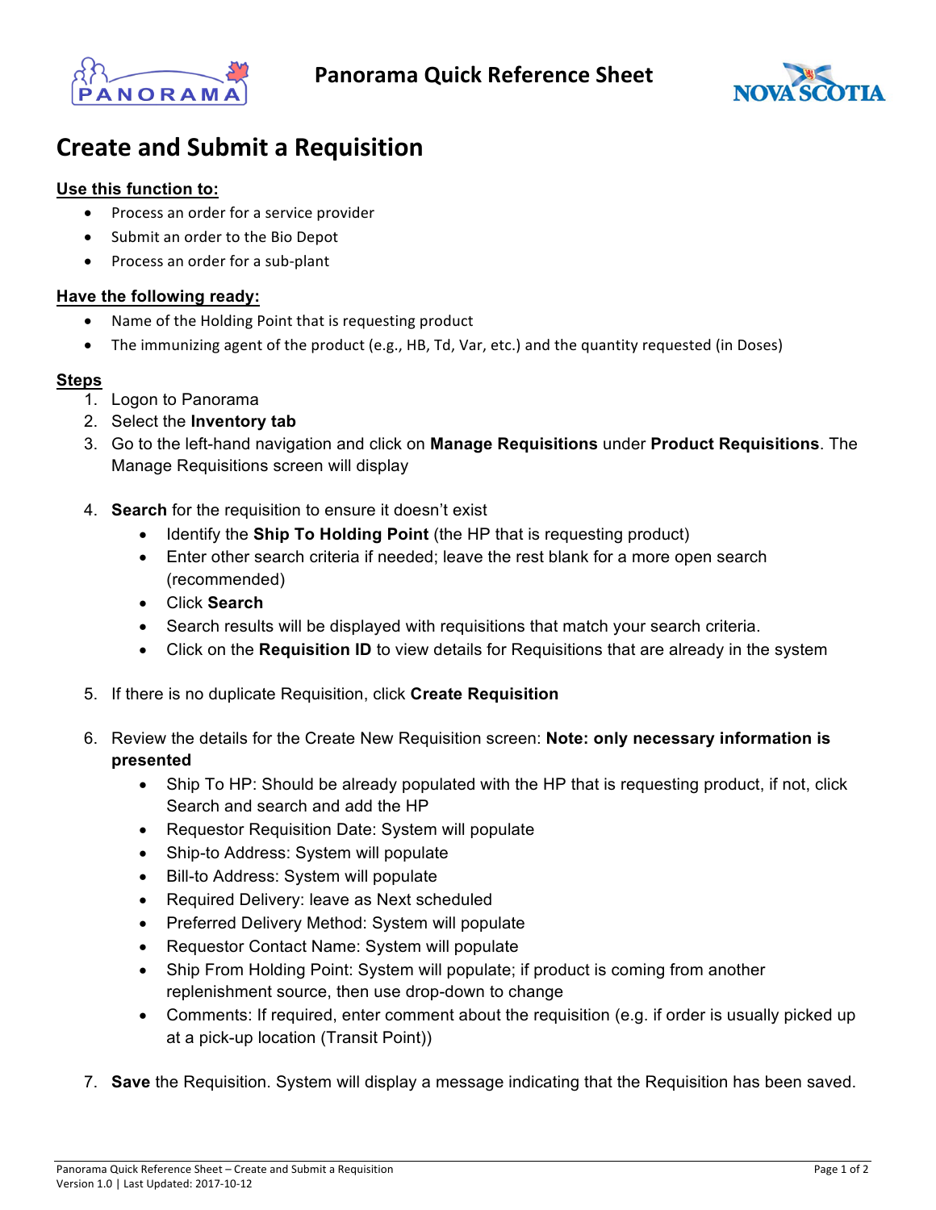# Create and Submit a Requisition

**Use this function to:**

- Process an order for a service provider
- Submit an order to the Bio Depot
- Process an order for a sub-plant

**Have the following ready:**

- Name of the Holding Point that is requesting product
- The immunizing agent of the product (e.g., HB, Td, Var, etc.) and the quantity requested (in Doses)

**Steps**

1. Logon to Panorama
2. Select the **Inventory tab**
3. Go to the left-hand navigation and click on **Manage Requisitions** under **Product Requisitions**. The Manage Requisitions screen will display
4. **Search** for the requisition to ensure it doesn't exist
   - Identify the **Ship To Holding Point** (the HP that is requesting product)
   - Enter other search criteria if needed; leave the rest blank for a more open search (recommended)
   - Click **Search**
   - Search results will be displayed with requisitions that match your search criteria.
   - Click on the **Requisition ID** to view details for Requisitions that are already in the system
5. If there is no duplicate Requisition, click **Create Requisition**
6. Review the details for the Create New Requisition screen: **Note: only necessary information is presented**
   - Ship To HP: Should be already populated with the HP that is requesting product, if not, click Search and search and add the HP
   - Requestor Requisition Date: System will populate
   - Ship-to Address: System will populate
   - Bill-to Address: System will populate
   - Required Delivery: leave as Next scheduled
   - Preferred Delivery Method: System will populate
   - Requestor Contact Name: System will populate
   - Ship From Holding Point: System will populate; if product is coming from another replenishment source, then use drop-down to change
   - Comments: If required, enter comment about the requisition (e.g. if order is usually picked up at a pick-up location (Transit Point))
7. **Save** the Requisition. System will display a message indicating that the Requisition has been saved.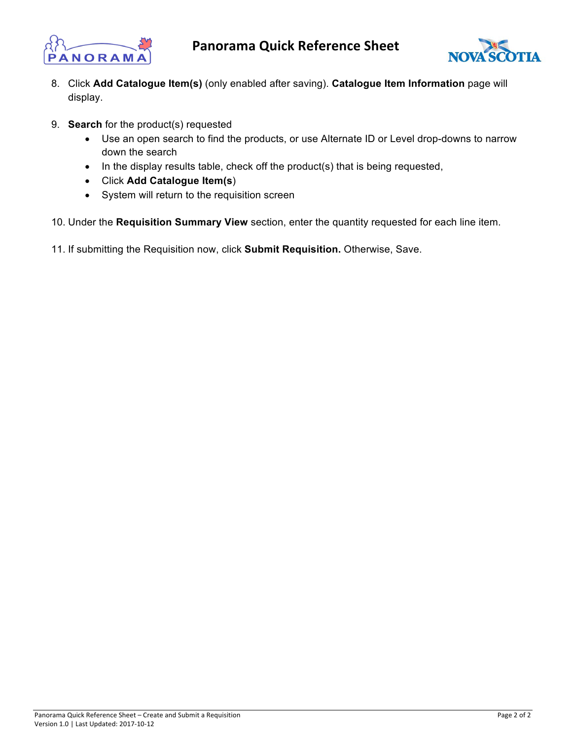8. Click **Add Catalogue Item(s)** (only enabled after saving). **Catalogue Item Information** page will display.

9. **Search** for the product(s) requested
   - Use an open search to find the products, or use Alternate ID or Level drop-downs to narrow down the search
   - In the display results table, check off the product(s) that is being requested,
   - Click **Add Catalogue Item(s**)
   - System will return to the requisition screen

10. Under the **Requisition Summary View** section, enter the quantity requested for each line item.

11. If submitting the Requisition now, click **Submit Requisition.** Otherwise, Save.